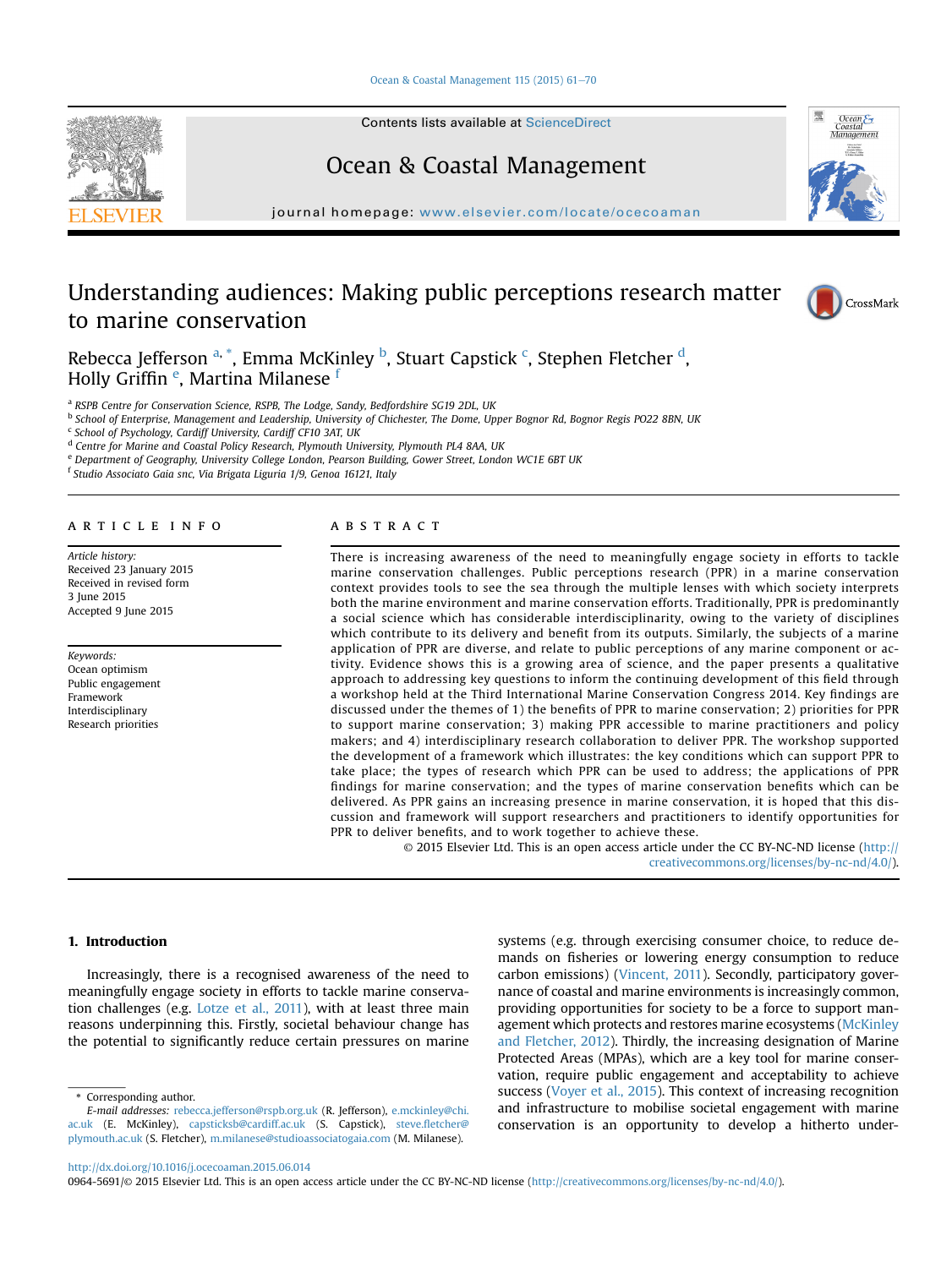# Understanding audiences: Making public perceptions research matter to marine conservation

Rebecca Jefferson [a,*], Emma McKinley [b], Stuart Capstick [c], Stephen Fletcher [d], Holly Griffin [e], Martina Milanese [f]

[a] RSPB Centre for Conservation Science, RSPB, The Lodge, Sandy, Bedfordshire SG19 2DL, UK
[b] School of Enterprise, Management and Leadership, University of Chichester, The Dome, Upper Bognor Rd, Bognor Regis PO22 8BN, UK
[c] School of Psychology, Cardiff University, Cardiff CF10 3AT, UK
[d] Centre for Marine and Coastal Policy Research, Plymouth University, Plymouth PL4 8AA, UK
[e] Department of Geography, University College London, Pearson Building, Gower Street, London WC1E 6BT UK
[f] Studio Associato Gaia snc, Via Brigata Liguria 1/9, Genoa 16121, Italy

## ARTICLE INFO

*Article history:*
Received 23 January 2015
Received in revised form
3 June 2015
Accepted 9 June 2015

*Keywords:*
Ocean optimism
Public engagement
Framework
Interdisciplinary
Research priorities

## ABSTRACT

There is increasing awareness of the need to meaningfully engage society in efforts to tackle marine conservation challenges. Public perceptions research (PPR) in a marine conservation context provides tools to see the sea through the multiple lenses with which society interprets both the marine environment and marine conservation efforts. Traditionally, PPR is predominantly a social science which has considerable interdisciplinarity, owing to the variety of disciplines which contribute to its delivery and benefit from its outputs. Similarly, the subjects of a marine application of PPR are diverse, and relate to public perceptions of any marine component or activity. Evidence shows this is a growing area of science, and the paper presents a qualitative approach to addressing key questions to inform the continuing development of this field through a workshop held at the Third International Marine Conservation Congress 2014. Key findings are discussed under the themes of 1) the benefits of PPR to marine conservation; 2) priorities for PPR to support marine conservation; 3) making PPR accessible to marine practitioners and policy makers; and 4) interdisciplinary research collaboration to deliver PPR. The workshop supported the development of a framework which illustrates: the key conditions which can support PPR to take place; the types of research which PPR can be used to address; the applications of PPR findings for marine conservation; and the types of marine conservation benefits which can be delivered. As PPR gains an increasing presence in marine conservation, it is hoped that this discussion and framework will support researchers and practitioners to identify opportunities for PPR to deliver benefits, and to work together to achieve these.

© 2015 Elsevier Ltd. This is an open access article under the CC BY-NC-ND license (http://creativecommons.org/licenses/by-nc-nd/4.0/).

## 1. Introduction

Increasingly, there is a recognised awareness of the need to meaningfully engage society in efforts to tackle marine conservation challenges (e.g. Lotze et al., 2011), with at least three main reasons underpinning this. Firstly, societal behaviour change has the potential to significantly reduce certain pressures on marine systems (e.g. through exercising consumer choice, to reduce demands on fisheries or lowering energy consumption to reduce carbon emissions) (Vincent, 2011). Secondly, participatory governance of coastal and marine environments is increasingly common, providing opportunities for society to be a force to support management which protects and restores marine ecosystems (McKinley and Fletcher, 2012). Thirdly, the increasing designation of Marine Protected Areas (MPAs), which are a key tool for marine conservation, require public engagement and acceptability to achieve success (Voyer et al., 2015). This context of increasing recognition and infrastructure to mobilise societal engagement with marine conservation is an opportunity to develop a hitherto under-

\* Corresponding author.
*E-mail addresses:* rebecca.jefferson@rspb.org.uk (R. Jefferson), e.mckinley@chi.ac.uk (E. McKinley), capsticksb@cardiff.ac.uk (S. Capstick), steve.fletcher@plymouth.ac.uk (S. Fletcher), m.milanese@studioassociatogaia.com (M. Milanese).

http://dx.doi.org/10.1016/j.ocecoaman.2015.06.014
0964-5691/© 2015 Elsevier Ltd. This is an open access article under the CC BY-NC-ND license (http://creativecommons.org/licenses/by-nc-nd/4.0/).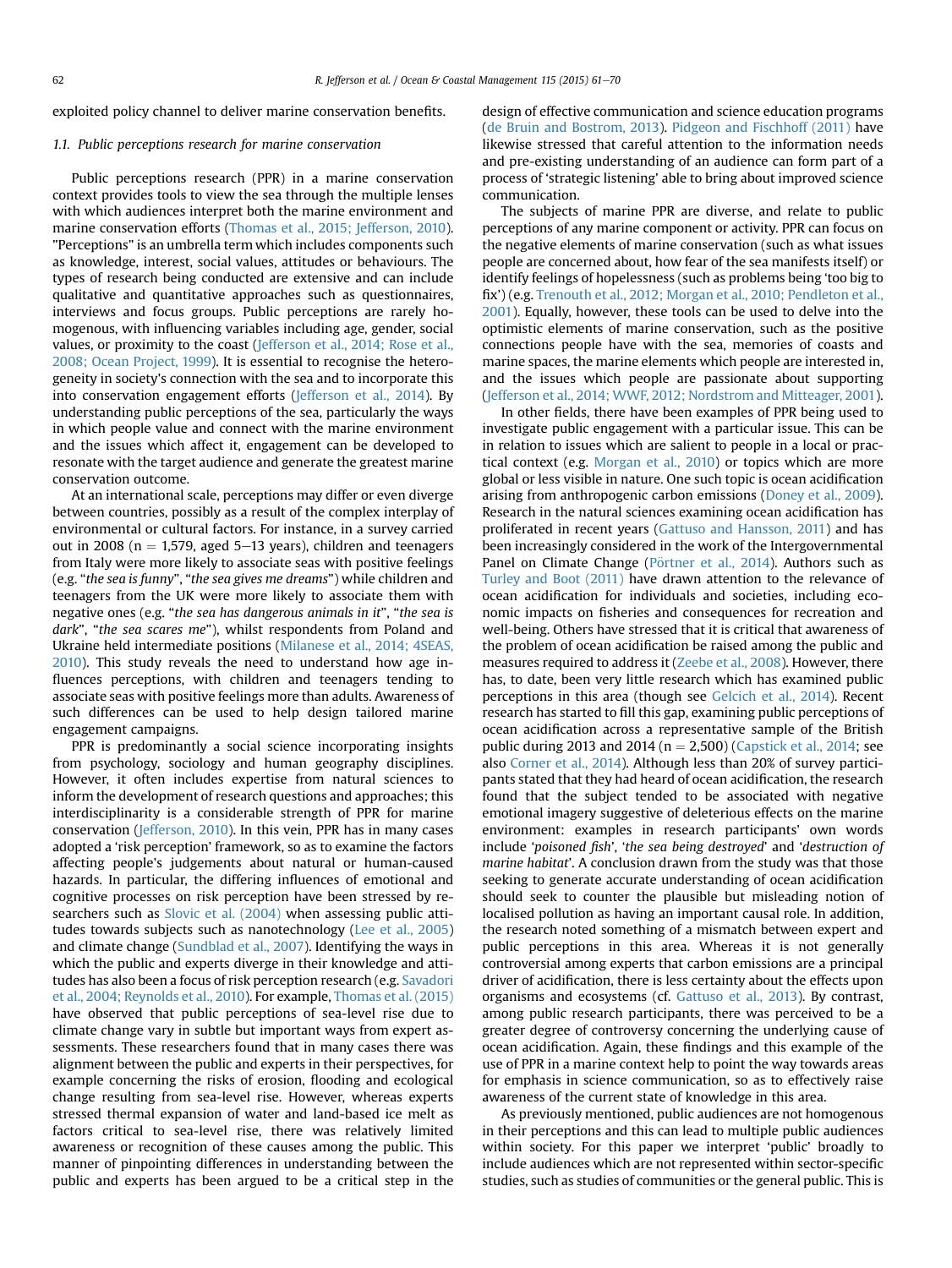exploited policy channel to deliver marine conservation benefits.

### 1.1. Public perceptions research for marine conservation

Public perceptions research (PPR) in a marine conservation context provides tools to view the sea through the multiple lenses with which audiences interpret both the marine environment and marine conservation efforts (Thomas et al., 2015; Jefferson, 2010). "Perceptions" is an umbrella term which includes components such as knowledge, interest, social values, attitudes or behaviours. The types of research being conducted are extensive and can include qualitative and quantitative approaches such as questionnaires, interviews and focus groups. Public perceptions are rarely homogenous, with influencing variables including age, gender, social values, or proximity to the coast (Jefferson et al., 2014; Rose et al., 2008; Ocean Project, 1999). It is essential to recognise the heterogeneity in society's connection with the sea and to incorporate this into conservation engagement efforts (Jefferson et al., 2014). By understanding public perceptions of the sea, particularly the ways in which people value and connect with the marine environment and the issues which affect it, engagement can be developed to resonate with the target audience and generate the greatest marine conservation outcome.

At an international scale, perceptions may differ or even diverge between countries, possibly as a result of the complex interplay of environmental or cultural factors. For instance, in a survey carried out in 2008 (n = 1,579, aged 5–13 years), children and teenagers from Italy were more likely to associate seas with positive feelings (e.g. "*the sea is funny*", "*the sea gives me dreams*") while children and teenagers from the UK were more likely to associate them with negative ones (e.g. "*the sea has dangerous animals in it*", "*the sea is dark*", "*the sea scares me*"), whilst respondents from Poland and Ukraine held intermediate positions (Milanese et al., 2014; 4SEAS, 2010). This study reveals the need to understand how age influences perceptions, with children and teenagers tending to associate seas with positive feelings more than adults. Awareness of such differences can be used to help design tailored marine engagement campaigns.

PPR is predominantly a social science incorporating insights from psychology, sociology and human geography disciplines. However, it often includes expertise from natural sciences to inform the development of research questions and approaches; this interdisciplinarity is a considerable strength of PPR for marine conservation (Jefferson, 2010). In this vein, PPR has in many cases adopted a 'risk perception' framework, so as to examine the factors affecting people's judgements about natural or human-caused hazards. In particular, the differing influences of emotional and cognitive processes on risk perception have been stressed by researchers such as Slovic et al. (2004) when assessing public attitudes towards subjects such as nanotechnology (Lee et al., 2005) and climate change (Sundblad et al., 2007). Identifying the ways in which the public and experts diverge in their knowledge and attitudes has also been a focus of risk perception research (e.g. Savadori et al., 2004; Reynolds et al., 2010). For example, Thomas et al. (2015) have observed that public perceptions of sea-level rise due to climate change vary in subtle but important ways from expert assessments. These researchers found that in many cases there was alignment between the public and experts in their perspectives, for example concerning the risks of erosion, flooding and ecological change resulting from sea-level rise. However, whereas experts stressed thermal expansion of water and land-based ice melt as factors critical to sea-level rise, there was relatively limited awareness or recognition of these causes among the public. This manner of pinpointing differences in understanding between the public and experts has been argued to be a critical step in the design of effective communication and science education programs (de Bruin and Bostrom, 2013). Pidgeon and Fischhoff (2011) have likewise stressed that careful attention to the information needs and pre-existing understanding of an audience can form part of a process of 'strategic listening' able to bring about improved science communication.

The subjects of marine PPR are diverse, and relate to public perceptions of any marine component or activity. PPR can focus on the negative elements of marine conservation (such as what issues people are concerned about, how fear of the sea manifests itself) or identify feelings of hopelessness (such as problems being 'too big to fix') (e.g. Trenouth et al., 2012; Morgan et al., 2010; Pendleton et al., 2001). Equally, however, these tools can be used to delve into the optimistic elements of marine conservation, such as the positive connections people have with the sea, memories of coasts and marine spaces, the marine elements which people are interested in, and the issues which people are passionate about supporting (Jefferson et al., 2014; WWF, 2012; Nordstrom and Mitteager, 2001).

In other fields, there have been examples of PPR being used to investigate public engagement with a particular issue. This can be in relation to issues which are salient to people in a local or practical context (e.g. Morgan et al., 2010) or topics which are more global or less visible in nature. One such topic is ocean acidification arising from anthropogenic carbon emissions (Doney et al., 2009). Research in the natural sciences examining ocean acidification has proliferated in recent years (Gattuso and Hansson, 2011) and has been increasingly considered in the work of the Intergovernmental Panel on Climate Change (Pörtner et al., 2014). Authors such as Turley and Boot (2011) have drawn attention to the relevance of ocean acidification for individuals and societies, including economic impacts on fisheries and consequences for recreation and well-being. Others have stressed that it is critical that awareness of the problem of ocean acidification be raised among the public and measures required to address it (Zeebe et al., 2008). However, there has, to date, been very little research which has examined public perceptions in this area (though see Gelcich et al., 2014). Recent research has started to fill this gap, examining public perceptions of ocean acidification across a representative sample of the British public during 2013 and 2014 (n = 2,500) (Capstick et al., 2014; see also Corner et al., 2014). Although less than 20% of survey participants stated that they had heard of ocean acidification, the research found that the subject tended to be associated with negative emotional imagery suggestive of deleterious effects on the marine environment: examples in research participants' own words include '*poisoned fish*', '*the sea being destroyed*' and '*destruction of marine habitat*'. A conclusion drawn from the study was that those seeking to generate accurate understanding of ocean acidification should seek to counter the plausible but misleading notion of localised pollution as having an important causal role. In addition, the research noted something of a mismatch between expert and public perceptions in this area. Whereas it is not generally controversial among experts that carbon emissions are a principal driver of acidification, there is less certainty about the effects upon organisms and ecosystems (cf. Gattuso et al., 2013). By contrast, among public research participants, there was perceived to be a greater degree of controversy concerning the underlying cause of ocean acidification. Again, these findings and this example of the use of PPR in a marine context help to point the way towards areas for emphasis in science communication, so as to effectively raise awareness of the current state of knowledge in this area.

As previously mentioned, public audiences are not homogenous in their perceptions and this can lead to multiple public audiences within society. For this paper we interpret 'public' broadly to include audiences which are not represented within sector-specific studies, such as studies of communities or the general public. This is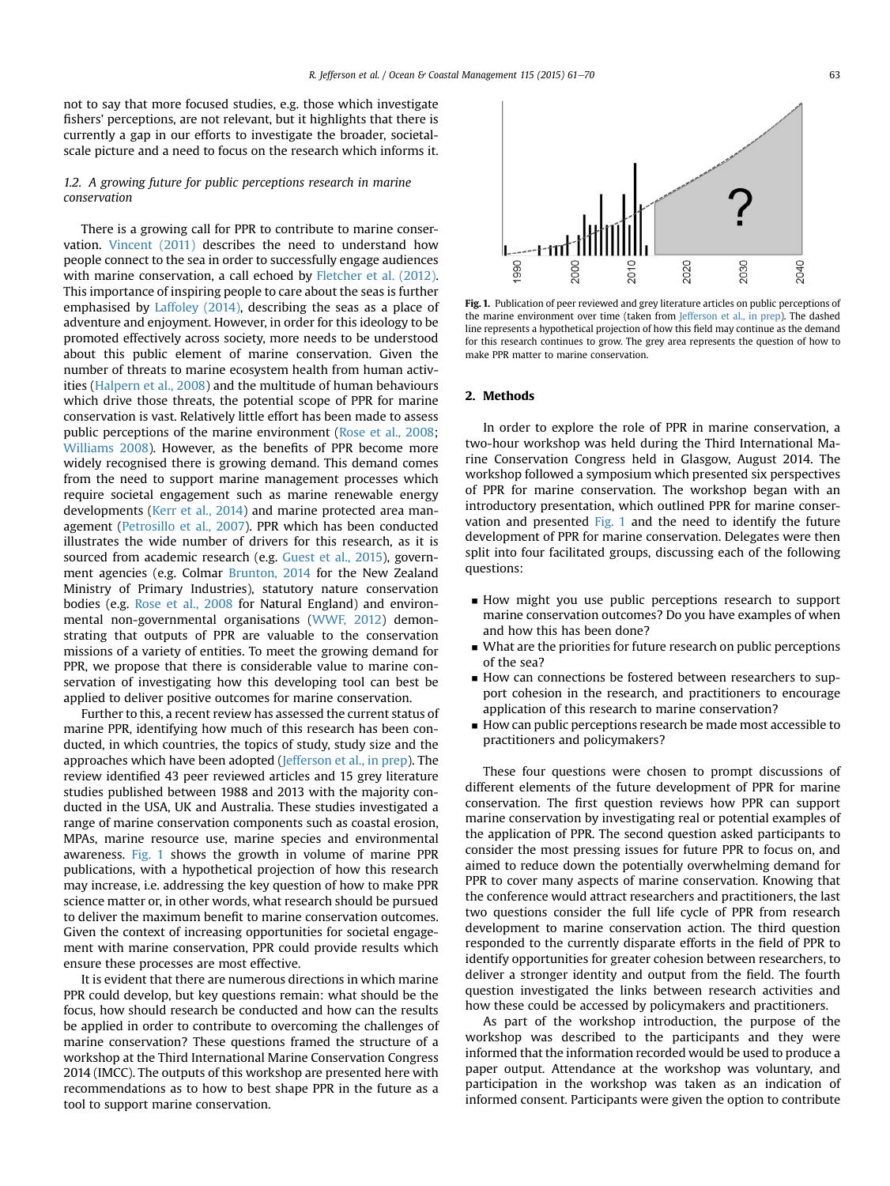not to say that more focused studies, e.g. those which investigate fishers' perceptions, are not relevant, but it highlights that there is currently a gap in our efforts to investigate the broader, societal-scale picture and a need to focus on the research which informs it.

### 1.2. A growing future for public perceptions research in marine conservation

There is a growing call for PPR to contribute to marine conservation. Vincent (2011) describes the need to understand how people connect to the sea in order to successfully engage audiences with marine conservation, a call echoed by Fletcher et al. (2012). This importance of inspiring people to care about the seas is further emphasised by Laffoley (2014), describing the seas as a place of adventure and enjoyment. However, in order for this ideology to be promoted effectively across society, more needs to be understood about this public element of marine conservation. Given the number of threats to marine ecosystem health from human activities (Halpern et al., 2008) and the multitude of human behaviours which drive those threats, the potential scope of PPR for marine conservation is vast. Relatively little effort has been made to assess public perceptions of the marine environment (Rose et al., 2008; Williams 2008). However, as the benefits of PPR become more widely recognised there is growing demand. This demand comes from the need to support marine management processes which require societal engagement such as marine renewable energy developments (Kerr et al., 2014) and marine protected area management (Petrosillo et al., 2007). PPR which has been conducted illustrates the wide number of drivers for this research, as it is sourced from academic research (e.g. Guest et al., 2015), government agencies (e.g. Colmar Brunton, 2014 for the New Zealand Ministry of Primary Industries), statutory nature conservation bodies (e.g. Rose et al., 2008 for Natural England) and environmental non-governmental organisations (WWF, 2012) demonstrating that outputs of PPR are valuable to the conservation missions of a variety of entities. To meet the growing demand for PPR, we propose that there is considerable value to marine conservation of investigating how this developing tool can best be applied to deliver positive outcomes for marine conservation.

Further to this, a recent review has assessed the current status of marine PPR, identifying how much of this research has been conducted, in which countries, the topics of study, study size and the approaches which have been adopted (Jefferson et al., in prep). The review identified 43 peer reviewed articles and 15 grey literature studies published between 1988 and 2013 with the majority conducted in the USA, UK and Australia. These studies investigated a range of marine conservation components such as coastal erosion, MPAs, marine resource use, marine species and environmental awareness. Fig. 1 shows the growth in volume of marine PPR publications, with a hypothetical projection of how this research may increase, i.e. addressing the key question of how to make PPR science matter or, in other words, what research should be pursued to deliver the maximum benefit to marine conservation outcomes. Given the context of increasing opportunities for societal engagement with marine conservation, PPR could provide results which ensure these processes are most effective.

It is evident that there are numerous directions in which marine PPR could develop, but key questions remain: what should be the focus, how should research be conducted and how can the results be applied in order to contribute to overcoming the challenges of marine conservation? These questions framed the structure of a workshop at the Third International Marine Conservation Congress 2014 (IMCC). The outputs of this workshop are presented here with recommendations as to how to best shape PPR in the future as a tool to support marine conservation.

**Fig. 1.** Publication of peer reviewed and grey literature articles on public perceptions of the marine environment over time (taken from Jefferson et al., in prep). The dashed line represents a hypothetical projection of how this field may continue as the demand for this research continues to grow. The grey area represents the question of how to make PPR matter to marine conservation.

## 2. Methods

In order to explore the role of PPR in marine conservation, a two-hour workshop was held during the Third International Marine Conservation Congress held in Glasgow, August 2014. The workshop followed a symposium which presented six perspectives of PPR for marine conservation. The workshop began with an introductory presentation, which outlined PPR for marine conservation and presented Fig. 1 and the need to identify the future development of PPR for marine conservation. Delegates were then split into four facilitated groups, discussing each of the following questions:

- How might you use public perceptions research to support marine conservation outcomes? Do you have examples of when and how this has been done?
- What are the priorities for future research on public perceptions of the sea?
- How can connections be fostered between researchers to support cohesion in the research, and practitioners to encourage application of this research to marine conservation?
- How can public perceptions research be made most accessible to practitioners and policymakers?

These four questions were chosen to prompt discussions of different elements of the future development of PPR for marine conservation. The first question reviews how PPR can support marine conservation by investigating real or potential examples of the application of PPR. The second question asked participants to consider the most pressing issues for future PPR to focus on, and aimed to reduce down the potentially overwhelming demand for PPR to cover many aspects of marine conservation. Knowing that the conference would attract researchers and practitioners, the last two questions consider the full life cycle of PPR from research development to marine conservation action. The third question responded to the currently disparate efforts in the field of PPR to identify opportunities for greater cohesion between researchers, to deliver a stronger identity and output from the field. The fourth question investigated the links between research activities and how these could be accessed by policymakers and practitioners.

As part of the workshop introduction, the purpose of the workshop was described to the participants and they were informed that the information recorded would be used to produce a paper output. Attendance at the workshop was voluntary, and participation in the workshop was taken as an indication of informed consent. Participants were given the option to contribute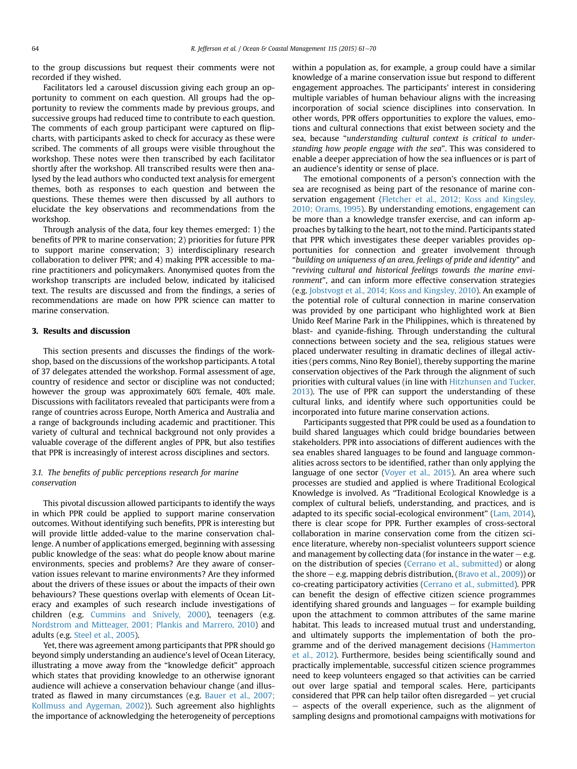to the group discussions but request their comments were not recorded if they wished.

Facilitators led a carousel discussion giving each group an opportunity to comment on each question. All groups had the opportunity to review the comments made by previous groups, and successive groups had reduced time to contribute to each question. The comments of each group participant were captured on flipcharts, with participants asked to check for accuracy as these were scribed. The comments of all groups were visible throughout the workshop. These notes were then transcribed by each facilitator shortly after the workshop. All transcribed results were then analysed by the lead authors who conducted text analysis for emergent themes, both as responses to each question and between the questions. These themes were then discussed by all authors to elucidate the key observations and recommendations from the workshop.

Through analysis of the data, four key themes emerged: 1) the benefits of PPR to marine conservation; 2) priorities for future PPR to support marine conservation; 3) interdisciplinary research collaboration to deliver PPR; and 4) making PPR accessible to marine practitioners and policymakers. Anonymised quotes from the workshop transcripts are included below, indicated by italicised text. The results are discussed and from the findings, a series of recommendations are made on how PPR science can matter to marine conservation.

## 3. Results and discussion

This section presents and discusses the findings of the workshop, based on the discussions of the workshop participants. A total of 37 delegates attended the workshop. Formal assessment of age, country of residence and sector or discipline was not conducted; however the group was approximately 60% female, 40% male. Discussions with facilitators revealed that participants were from a range of countries across Europe, North America and Australia and a range of backgrounds including academic and practitioner. This variety of cultural and technical background not only provides a valuable coverage of the different angles of PPR, but also testifies that PPR is increasingly of interest across disciplines and sectors.

### 3.1. The benefits of public perceptions research for marine conservation

This pivotal discussion allowed participants to identify the ways in which PPR could be applied to support marine conservation outcomes. Without identifying such benefits, PPR is interesting but will provide little added-value to the marine conservation challenge. A number of applications emerged, beginning with assessing public knowledge of the seas: what do people know about marine environments, species and problems? Are they aware of conservation issues relevant to marine environments? Are they informed about the drivers of these issues or about the impacts of their own behaviours? These questions overlap with elements of Ocean Literacy and examples of such research include investigations of children (e.g. Cummins and Snively, 2000), teenagers (e.g. Nordstrom and Mitteager, 2001; Plankis and Marrero, 2010) and adults (e.g. Steel et al., 2005).

Yet, there was agreement among participants that PPR should go beyond simply understanding an audience's level of Ocean Literacy, illustrating a move away from the "knowledge deficit" approach which states that providing knowledge to an otherwise ignorant audience will achieve a conservation behaviour change (and illustrated as flawed in many circumstances (e.g. Bauer et al., 2007; Kollmuss and Aygeman, 2002)). Such agreement also highlights the importance of acknowledging the heterogeneity of perceptions within a population as, for example, a group could have a similar knowledge of a marine conservation issue but respond to different engagement approaches. The participants' interest in considering multiple variables of human behaviour aligns with the increasing incorporation of social science disciplines into conservation. In other words, PPR offers opportunities to explore the values, emotions and cultural connections that exist between society and the sea, because "*understanding cultural context is critical to understanding how people engage with the sea*". This was considered to enable a deeper appreciation of how the sea influences or is part of an audience's identity or sense of place.

The emotional components of a person's connection with the sea are recognised as being part of the resonance of marine conservation engagement (Fletcher et al., 2012; Koss and Kingsley, 2010; Orams, 1995). By understanding emotions, engagement can be more than a knowledge transfer exercise, and can inform approaches by talking to the heart, not to the mind. Participants stated that PPR which investigates these deeper variables provides opportunities for connection and greater involvement through "*building on uniqueness of an area, feelings of pride and identity*" and "*reviving cultural and historical feelings towards the marine environment*", and can inform more effective conservation strategies (e.g. Jobstvogt et al., 2014; Koss and Kingsley, 2010). An example of the potential role of cultural connection in marine conservation was provided by one participant who highlighted work at Bien Unido Reef Marine Park in the Philippines, which is threatened by blast- and cyanide-fishing. Through understanding the cultural connections between society and the sea, religious statues were placed underwater resulting in dramatic declines of illegal activities (pers comms, Nino Rey Boniel), thereby supporting the marine conservation objectives of the Park through the alignment of such priorities with cultural values (in line with Hitzhunsen and Tucker, 2013). The use of PPR can support the understanding of these cultural links, and identify where such opportunities could be incorporated into future marine conservation actions.

Participants suggested that PPR could be used as a foundation to build shared languages which could bridge boundaries between stakeholders. PPR into associations of different audiences with the sea enables shared languages to be found and language commonalities across sectors to be identified, rather than only applying the language of one sector (Voyer et al., 2015). An area where such processes are studied and applied is where Traditional Ecological Knowledge is involved. As "Traditional Ecological Knowledge is a complex of cultural beliefs, understanding, and practices, and is adapted to its specific social-ecological environment" (Lam, 2014), there is clear scope for PPR. Further examples of cross-sectoral collaboration in marine conservation come from the citizen science literature, whereby non-specialist volunteers support science and management by collecting data (for instance in the water – e.g. on the distribution of species (Cerrano et al., submitted) or along the shore – e.g. mapping debris distribution, (Bravo et al., 2009)) or co-creating participatory activities (Cerrano et al., submitted). PPR can benefit the design of effective citizen science programmes identifying shared grounds and languages – for example building upon the attachment to common attributes of the same marine habitat. This leads to increased mutual trust and understanding, and ultimately supports the implementation of both the programme and of the derived management decisions (Hammerton et al., 2012). Furthermore, besides being scientifically sound and practically implementable, successful citizen science programmes need to keep volunteers engaged so that activities can be carried out over large spatial and temporal scales. Here, participants considered that PPR can help tailor often disregarded – yet crucial – aspects of the overall experience, such as the alignment of sampling designs and promotional campaigns with motivations for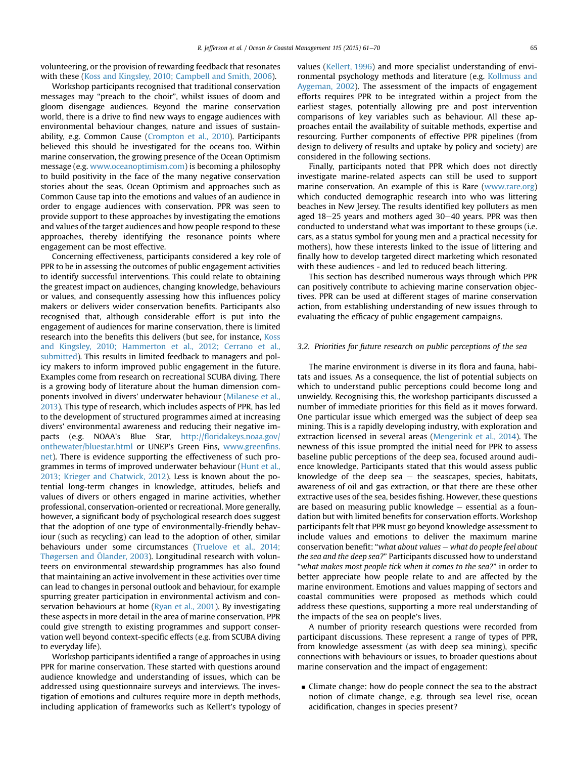volunteering, or the provision of rewarding feedback that resonates with these (Koss and Kingsley, 2010; Campbell and Smith, 2006).

Workshop participants recognised that traditional conservation messages may "preach to the choir", whilst issues of doom and gloom disengage audiences. Beyond the marine conservation world, there is a drive to find new ways to engage audiences with environmental behaviour changes, nature and issues of sustainability, e.g. Common Cause (Crompton et al., 2010). Participants believed this should be investigated for the oceans too. Within marine conservation, the growing presence of the Ocean Optimism message (e.g. www.oceanoptimism.com) is becoming a philosophy to build positivity in the face of the many negative conservation stories about the seas. Ocean Optimism and approaches such as Common Cause tap into the emotions and values of an audience in order to engage audiences with conservation. PPR was seen to provide support to these approaches by investigating the emotions and values of the target audiences and how people respond to these approaches, thereby identifying the resonance points where engagement can be most effective.

Concerning effectiveness, participants considered a key role of PPR to be in assessing the outcomes of public engagement activities to identify successful interventions. This could relate to obtaining the greatest impact on audiences, changing knowledge, behaviours or values, and consequently assessing how this influences policy makers or delivers wider conservation benefits. Participants also recognised that, although considerable effort is put into the engagement of audiences for marine conservation, there is limited research into the benefits this delivers (but see, for instance, Koss and Kingsley, 2010; Hammerton et al., 2012; Cerrano et al., submitted). This results in limited feedback to managers and policy makers to inform improved public engagement in the future. Examples come from research on recreational SCUBA diving. There is a growing body of literature about the human dimension components involved in divers' underwater behaviour (Milanese et al., 2013). This type of research, which includes aspects of PPR, has led to the development of structured programmes aimed at increasing divers' environmental awareness and reducing their negative impacts (e.g. NOAA's Blue Star, http://floridakeys.noaa.gov/onthewater/bluestar.html or UNEP's Green Fins, www.greenfins.net). There is evidence supporting the effectiveness of such programmes in terms of improved underwater behaviour (Hunt et al., 2013; Krieger and Chatwick, 2012). Less is known about the potential long-term changes in knowledge, attitudes, beliefs and values of divers or others engaged in marine activities, whether professional, conservation-oriented or recreational. More generally, however, a significant body of psychological research does suggest that the adoption of one type of environmentally-friendly behaviour (such as recycling) can lead to the adoption of other, similar behaviours under some circumstances (Truelove et al., 2014; Thøgersen and Ölander, 2003). Longitudinal research with volunteers on environmental stewardship programmes has also found that maintaining an active involvement in these activities over time can lead to changes in personal outlook and behaviour, for example spurring greater participation in environmental activism and conservation behaviours at home (Ryan et al., 2001). By investigating these aspects in more detail in the area of marine conservation, PPR could give strength to existing programmes and support conservation well beyond context-specific effects (e.g. from SCUBA diving to everyday life).

Workshop participants identified a range of approaches in using PPR for marine conservation. These started with questions around audience knowledge and understanding of issues, which can be addressed using questionnaire surveys and interviews. The investigation of emotions and cultures require more in depth methods, including application of frameworks such as Kellert's typology of values (Kellert, 1996) and more specialist understanding of environmental psychology methods and literature (e.g. Kollmuss and Aygeman, 2002). The assessment of the impacts of engagement efforts requires PPR to be integrated within a project from the earliest stages, potentially allowing pre and post intervention comparisons of key variables such as behaviour. All these approaches entail the availability of suitable methods, expertise and resourcing. Further components of effective PPR pipelines (from design to delivery of results and uptake by policy and society) are considered in the following sections.

Finally, participants noted that PPR which does not directly investigate marine-related aspects can still be used to support marine conservation. An example of this is Rare (www.rare.org) which conducted demographic research into who was littering beaches in New Jersey. The results identified key polluters as men aged 18–25 years and mothers aged 30–40 years. PPR was then conducted to understand what was important to these groups (i.e. cars, as a status symbol for young men and a practical necessity for mothers), how these interests linked to the issue of littering and finally how to develop targeted direct marketing which resonated with these audiences - and led to reduced beach littering.

This section has described numerous ways through which PPR can positively contribute to achieving marine conservation objectives. PPR can be used at different stages of marine conservation action, from establishing understanding of new issues through to evaluating the efficacy of public engagement campaigns.

### 3.2. Priorities for future research on public perceptions of the sea

The marine environment is diverse in its flora and fauna, habitats and issues. As a consequence, the list of potential subjects on which to understand public perceptions could become long and unwieldy. Recognising this, the workshop participants discussed a number of immediate priorities for this field as it moves forward. One particular issue which emerged was the subject of deep sea mining. This is a rapidly developing industry, with exploration and extraction licensed in several areas (Mengerink et al., 2014). The newness of this issue prompted the initial need for PPR to assess baseline public perceptions of the deep sea, focused around audience knowledge. Participants stated that this would assess public knowledge of the deep sea – the seascapes, species, habitats, awareness of oil and gas extraction, or that there are these other extractive uses of the sea, besides fishing. However, these questions are based on measuring public knowledge – essential as a foundation but with limited benefits for conservation efforts. Workshop participants felt that PPR must go beyond knowledge assessment to include values and emotions to deliver the maximum marine conservation benefit: "*what about values – what do people feel about the sea and the deep sea?*" Participants discussed how to understand "*what makes most people tick when it comes to the sea?*" in order to better appreciate how people relate to and are affected by the marine environment. Emotions and values mapping of sectors and coastal communities were proposed as methods which could address these questions, supporting a more real understanding of the impacts of the sea on people's lives.

A number of priority research questions were recorded from participant discussions. These represent a range of types of PPR, from knowledge assessment (as with deep sea mining), specific connections with behaviours or issues, to broader questions about marine conservation and the impact of engagement:

- Climate change: how do people connect the sea to the abstract notion of climate change, e.g. through sea level rise, ocean acidification, changes in species present?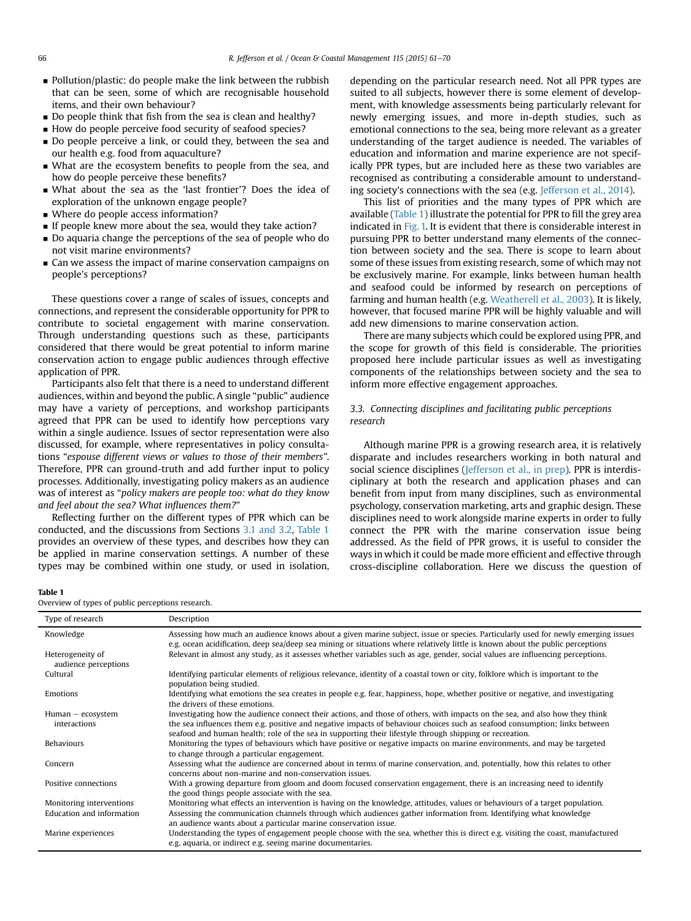- Pollution/plastic: do people make the link between the rubbish that can be seen, some of which are recognisable household items, and their own behaviour?
- Do people think that fish from the sea is clean and healthy?
- How do people perceive food security of seafood species?
- Do people perceive a link, or could they, between the sea and our health e.g. food from aquaculture?
- What are the ecosystem benefits to people from the sea, and how do people perceive these benefits?
- What about the sea as the 'last frontier'? Does the idea of exploration of the unknown engage people?
- Where do people access information?
- If people knew more about the sea, would they take action?
- Do aquaria change the perceptions of the sea of people who do not visit marine environments?
- Can we assess the impact of marine conservation campaigns on people's perceptions?

These questions cover a range of scales of issues, concepts and connections, and represent the considerable opportunity for PPR to contribute to societal engagement with marine conservation. Through understanding questions such as these, participants considered that there would be great potential to inform marine conservation action to engage public audiences through effective application of PPR.

Participants also felt that there is a need to understand different audiences, within and beyond the public. A single "public" audience may have a variety of perceptions, and workshop participants agreed that PPR can be used to identify how perceptions vary within a single audience. Issues of sector representation were also discussed, for example, where representatives in policy consultations "*espouse different views or values to those of their members*". Therefore, PPR can ground-truth and add further input to policy processes. Additionally, investigating policy makers as an audience was of interest as "*policy makers are people too: what do they know and feel about the sea? What influences them?*"

Reflecting further on the different types of PPR which can be conducted, and the discussions from Sections 3.1 and 3.2, Table 1 provides an overview of these types, and describes how they can be applied in marine conservation settings. A number of these types may be combined within one study, or used in isolation, depending on the particular research need. Not all PPR types are suited to all subjects, however there is some element of development, with knowledge assessments being particularly relevant for newly emerging issues, and more in-depth studies, such as emotional connections to the sea, being more relevant as a greater understanding of the target audience is needed. The variables of education and information and marine experience are not specifically PPR types, but are included here as these two variables are recognised as contributing a considerable amount to understanding society's connections with the sea (e.g. Jefferson et al., 2014).

This list of priorities and the many types of PPR which are available (Table 1) illustrate the potential for PPR to fill the grey area indicated in Fig. 1. It is evident that there is considerable interest in pursuing PPR to better understand many elements of the connection between society and the sea. There is scope to learn about some of these issues from existing research, some of which may not be exclusively marine. For example, links between human health and seafood could be informed by research on perceptions of farming and human health (e.g. Weatherell et al., 2003). It is likely, however, that focused marine PPR will be highly valuable and will add new dimensions to marine conservation action.

There are many subjects which could be explored using PPR, and the scope for growth of this field is considerable. The priorities proposed here include particular issues as well as investigating components of the relationships between society and the sea to inform more effective engagement approaches.

### 3.3. Connecting disciplines and facilitating public perceptions research

Although marine PPR is a growing research area, it is relatively disparate and includes researchers working in both natural and social science disciplines (Jefferson et al., in prep). PPR is interdisciplinary at both the research and application phases and can benefit from input from many disciplines, such as environmental psychology, conservation marketing, arts and graphic design. These disciplines need to work alongside marine experts in order to fully connect the PPR with the marine conservation issue being addressed. As the field of PPR grows, it is useful to consider the ways in which it could be made more efficient and effective through cross-discipline collaboration. Here we discuss the question of

**Table 1**
Overview of types of public perceptions research.

| Type of research | Description |
|---|---|
| Knowledge | Assessing how much an audience knows about a given marine subject, issue or species. Particularly used for newly emerging issues e.g. ocean acidification, deep sea/deep sea mining or situations where relatively little is known about the public perceptions |
| Heterogeneity of audience perceptions | Relevant in almost any study, as it assesses whether variables such as age, gender, social values are influencing perceptions. |
| Cultural | Identifying particular elements of religious relevance, identity of a coastal town or city, folklore which is important to the population being studied. |
| Emotions | Identifying what emotions the sea creates in people e.g. fear, happiness, hope, whether positive or negative, and investigating the drivers of these emotions. |
| Human – ecosystem interactions | Investigating how the audience connect their actions, and those of others, with impacts on the sea, and also how they think the sea influences them e.g. positive and negative impacts of behaviour choices such as seafood consumption; links between seafood and human health; role of the sea in supporting their lifestyle through shipping or recreation. |
| Behaviours | Monitoring the types of behaviours which have positive or negative impacts on marine environments, and may be targeted to change through a particular engagement. |
| Concern | Assessing what the audience are concerned about in terms of marine conservation, and, potentially, how this relates to other concerns about non-marine and non-conservation issues. |
| Positive connections | With a growing departure from gloom and doom focused conservation engagement, there is an increasing need to identify the good things people associate with the sea. |
| Monitoring interventions | Monitoring what effects an intervention is having on the knowledge, attitudes, values or behaviours of a target population. |
| Education and information | Assessing the communication channels through which audiences gather information from. Identifying what knowledge an audience wants about a particular marine conservation issue. |
| Marine experiences | Understanding the types of engagement people choose with the sea, whether this is direct e.g. visiting the coast, manufactured e.g. aquaria, or indirect e.g. seeing marine documentaries. |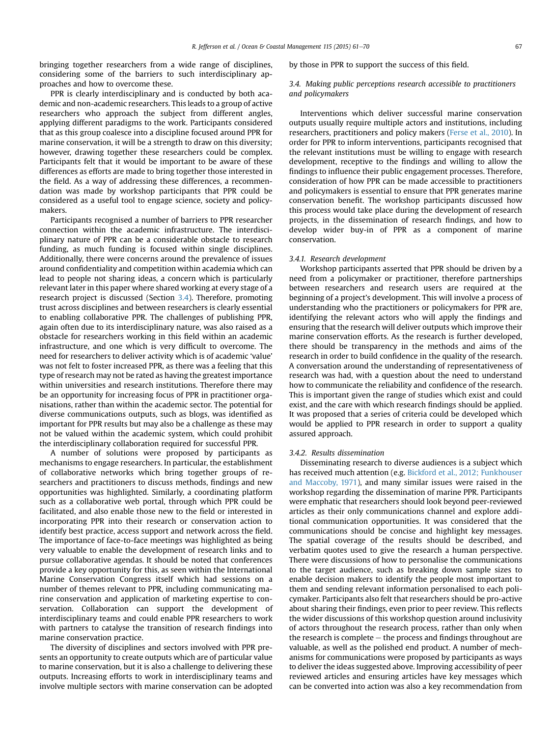bringing together researchers from a wide range of disciplines, considering some of the barriers to such interdisciplinary approaches and how to overcome these.

PPR is clearly interdisciplinary and is conducted by both academic and non-academic researchers. This leads to a group of active researchers who approach the subject from different angles, applying different paradigms to the work. Participants considered that as this group coalesce into a discipline focused around PPR for marine conservation, it will be a strength to draw on this diversity; however, drawing together these researchers could be complex. Participants felt that it would be important to be aware of these differences as efforts are made to bring together those interested in the field. As a way of addressing these differences, a recommendation was made by workshop participants that PPR could be considered as a useful tool to engage science, society and policymakers.

Participants recognised a number of barriers to PPR researcher connection within the academic infrastructure. The interdisciplinary nature of PPR can be a considerable obstacle to research funding, as much funding is focused within single disciplines. Additionally, there were concerns around the prevalence of issues around confidentiality and competition within academia which can lead to people not sharing ideas, a concern which is particularly relevant later in this paper where shared working at every stage of a research project is discussed (Section 3.4). Therefore, promoting trust across disciplines and between researchers is clearly essential to enabling collaborative PPR. The challenges of publishing PPR, again often due to its interdisciplinary nature, was also raised as a obstacle for researchers working in this field within an academic infrastructure, and one which is very difficult to overcome. The need for researchers to deliver activity which is of academic 'value' was not felt to foster increased PPR, as there was a feeling that this type of research may not be rated as having the greatest importance within universities and research institutions. Therefore there may be an opportunity for increasing focus of PPR in practitioner organisations, rather than within the academic sector. The potential for diverse communications outputs, such as blogs, was identified as important for PPR results but may also be a challenge as these may not be valued within the academic system, which could prohibit the interdisciplinary collaboration required for successful PPR.

A number of solutions were proposed by participants as mechanisms to engage researchers. In particular, the establishment of collaborative networks which bring together groups of researchers and practitioners to discuss methods, findings and new opportunities was highlighted. Similarly, a coordinating platform such as a collaborative web portal, through which PPR could be facilitated, and also enable those new to the field or interested in incorporating PPR into their research or conservation action to identify best practice, access support and network across the field. The importance of face-to-face meetings was highlighted as being very valuable to enable the development of research links and to pursue collaborative agendas. It should be noted that conferences provide a key opportunity for this, as seen within the International Marine Conservation Congress itself which had sessions on a number of themes relevant to PPR, including communicating marine conservation and application of marketing expertise to conservation. Collaboration can support the development of interdisciplinary teams and could enable PPR researchers to work with partners to catalyse the transition of research findings into marine conservation practice.

The diversity of disciplines and sectors involved with PPR presents an opportunity to create outputs which are of particular value to marine conservation, but it is also a challenge to delivering these outputs. Increasing efforts to work in interdisciplinary teams and involve multiple sectors with marine conservation can be adopted by those in PPR to support the success of this field.

### 3.4. Making public perceptions research accessible to practitioners and policymakers

Interventions which deliver successful marine conservation outputs usually require multiple actors and institutions, including researchers, practitioners and policy makers (Ferse et al., 2010). In order for PPR to inform interventions, participants recognised that the relevant institutions must be willing to engage with research development, receptive to the findings and willing to allow the findings to influence their public engagement processes. Therefore, consideration of how PPR can be made accessible to practitioners and policymakers is essential to ensure that PPR generates marine conservation benefit. The workshop participants discussed how this process would take place during the development of research projects, in the dissemination of research findings, and how to develop wider buy-in of PPR as a component of marine conservation.

#### 3.4.1. Research development

Workshop participants asserted that PPR should be driven by a need from a policymaker or practitioner, therefore partnerships between researchers and research users are required at the beginning of a project's development. This will involve a process of understanding who the practitioners or policymakers for PPR are, identifying the relevant actors who will apply the findings and ensuring that the research will deliver outputs which improve their marine conservation efforts. As the research is further developed, there should be transparency in the methods and aims of the research in order to build confidence in the quality of the research. A conversation around the understanding of representativeness of research was had, with a question about the need to understand how to communicate the reliability and confidence of the research. This is important given the range of studies which exist and could exist, and the care with which research findings should be applied. It was proposed that a series of criteria could be developed which would be applied to PPR research in order to support a quality assured approach.

#### 3.4.2. Results dissemination

Disseminating research to diverse audiences is a subject which has received much attention (e.g. Bickford et al., 2012; Funkhouser and Maccoby, 1971), and many similar issues were raised in the workshop regarding the dissemination of marine PPR. Participants were emphatic that researchers should look beyond peer-reviewed articles as their only communications channel and explore additional communication opportunities. It was considered that the communications should be concise and highlight key messages. The spatial coverage of the results should be described, and verbatim quotes used to give the research a human perspective. There were discussions of how to personalise the communications to the target audience, such as breaking down sample sizes to enable decision makers to identify the people most important to them and sending relevant information personalised to each policymaker. Participants also felt that researchers should be pro-active about sharing their findings, even prior to peer review. This reflects the wider discussions of this workshop question around inclusivity of actors throughout the research process, rather than only when the research is complete – the process and findings throughout are valuable, as well as the polished end product. A number of mechanisms for communications were proposed by participants as ways to deliver the ideas suggested above. Improving accessibility of peer reviewed articles and ensuring articles have key messages which can be converted into action was also a key recommendation from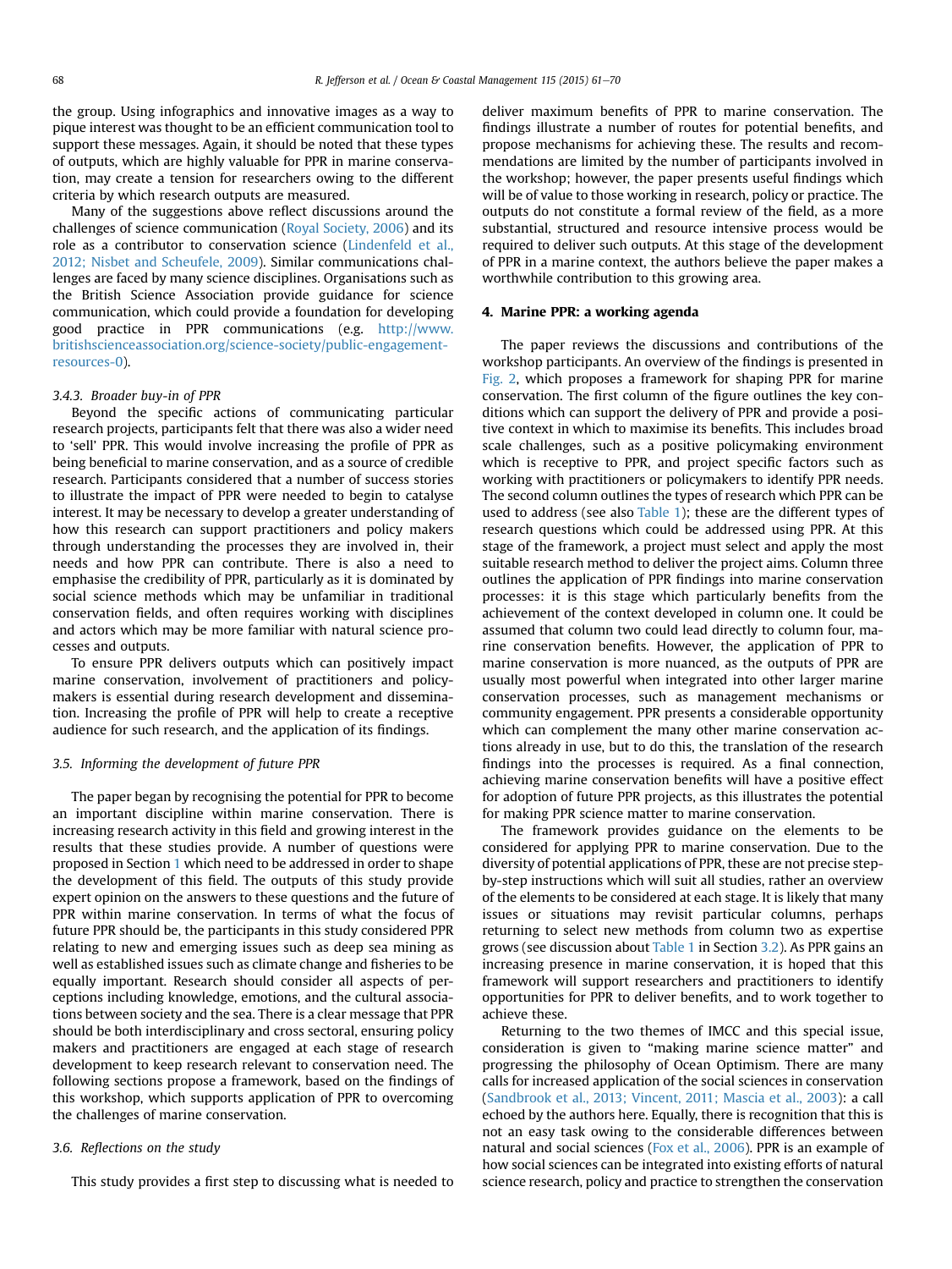the group. Using infographics and innovative images as a way to pique interest was thought to be an efficient communication tool to support these messages. Again, it should be noted that these types of outputs, which are highly valuable for PPR in marine conservation, may create a tension for researchers owing to the different criteria by which research outputs are measured.

Many of the suggestions above reflect discussions around the challenges of science communication (Royal Society, 2006) and its role as a contributor to conservation science (Lindenfeld et al., 2012; Nisbet and Scheufele, 2009). Similar communications challenges are faced by many science disciplines. Organisations such as the British Science Association provide guidance for science communication, which could provide a foundation for developing good practice in PPR communications (e.g. http://www.britishscienceassociation.org/science-society/public-engagement-resources-0).

#### 3.4.3. Broader buy-in of PPR

Beyond the specific actions of communicating particular research projects, participants felt that there was also a wider need to 'sell' PPR. This would involve increasing the profile of PPR as being beneficial to marine conservation, and as a source of credible research. Participants considered that a number of success stories to illustrate the impact of PPR were needed to begin to catalyse interest. It may be necessary to develop a greater understanding of how this research can support practitioners and policy makers through understanding the processes they are involved in, their needs and how PPR can contribute. There is also a need to emphasise the credibility of PPR, particularly as it is dominated by social science methods which may be unfamiliar in traditional conservation fields, and often requires working with disciplines and actors which may be more familiar with natural science processes and outputs.

To ensure PPR delivers outputs which can positively impact marine conservation, involvement of practitioners and policymakers is essential during research development and dissemination. Increasing the profile of PPR will help to create a receptive audience for such research, and the application of its findings.

### 3.5. Informing the development of future PPR

The paper began by recognising the potential for PPR to become an important discipline within marine conservation. There is increasing research activity in this field and growing interest in the results that these studies provide. A number of questions were proposed in Section 1 which need to be addressed in order to shape the development of this field. The outputs of this study provide expert opinion on the answers to these questions and the future of PPR within marine conservation. In terms of what the focus of future PPR should be, the participants in this study considered PPR relating to new and emerging issues such as deep sea mining as well as established issues such as climate change and fisheries to be equally important. Research should consider all aspects of perceptions including knowledge, emotions, and the cultural associations between society and the sea. There is a clear message that PPR should be both interdisciplinary and cross sectoral, ensuring policy makers and practitioners are engaged at each stage of research development to keep research relevant to conservation need. The following sections propose a framework, based on the findings of this workshop, which supports application of PPR to overcoming the challenges of marine conservation.

### 3.6. Reflections on the study

This study provides a first step to discussing what is needed to deliver maximum benefits of PPR to marine conservation. The findings illustrate a number of routes for potential benefits, and propose mechanisms for achieving these. The results and recommendations are limited by the number of participants involved in the workshop; however, the paper presents useful findings which will be of value to those working in research, policy or practice. The outputs do not constitute a formal review of the field, as a more substantial, structured and resource intensive process would be required to deliver such outputs. At this stage of the development of PPR in a marine context, the authors believe the paper makes a worthwhile contribution to this growing area.

## 4. Marine PPR: a working agenda

The paper reviews the discussions and contributions of the workshop participants. An overview of the findings is presented in Fig. 2, which proposes a framework for shaping PPR for marine conservation. The first column of the figure outlines the key conditions which can support the delivery of PPR and provide a positive context in which to maximise its benefits. This includes broad scale challenges, such as a positive policymaking environment which is receptive to PPR, and project specific factors such as working with practitioners or policymakers to identify PPR needs. The second column outlines the types of research which PPR can be used to address (see also Table 1); these are the different types of research questions which could be addressed using PPR. At this stage of the framework, a project must select and apply the most suitable research method to deliver the project aims. Column three outlines the application of PPR findings into marine conservation processes: it is this stage which particularly benefits from the achievement of the context developed in column one. It could be assumed that column two could lead directly to column four, marine conservation benefits. However, the application of PPR to marine conservation is more nuanced, as the outputs of PPR are usually most powerful when integrated into other larger marine conservation processes, such as management mechanisms or community engagement. PPR presents a considerable opportunity which can complement the many other marine conservation actions already in use, but to do this, the translation of the research findings into the processes is required. As a final connection, achieving marine conservation benefits will have a positive effect for adoption of future PPR projects, as this illustrates the potential for making PPR science matter to marine conservation.

The framework provides guidance on the elements to be considered for applying PPR to marine conservation. Due to the diversity of potential applications of PPR, these are not precise step-by-step instructions which will suit all studies, rather an overview of the elements to be considered at each stage. It is likely that many issues or situations may revisit particular columns, perhaps returning to select new methods from column two as expertise grows (see discussion about Table 1 in Section 3.2). As PPR gains an increasing presence in marine conservation, it is hoped that this framework will support researchers and practitioners to identify opportunities for PPR to deliver benefits, and to work together to achieve these.

Returning to the two themes of IMCC and this special issue, consideration is given to "making marine science matter" and progressing the philosophy of Ocean Optimism. There are many calls for increased application of the social sciences in conservation (Sandbrook et al., 2013; Vincent, 2011; Mascia et al., 2003): a call echoed by the authors here. Equally, there is recognition that this is not an easy task owing to the considerable differences between natural and social sciences (Fox et al., 2006). PPR is an example of how social sciences can be integrated into existing efforts of natural science research, policy and practice to strengthen the conservation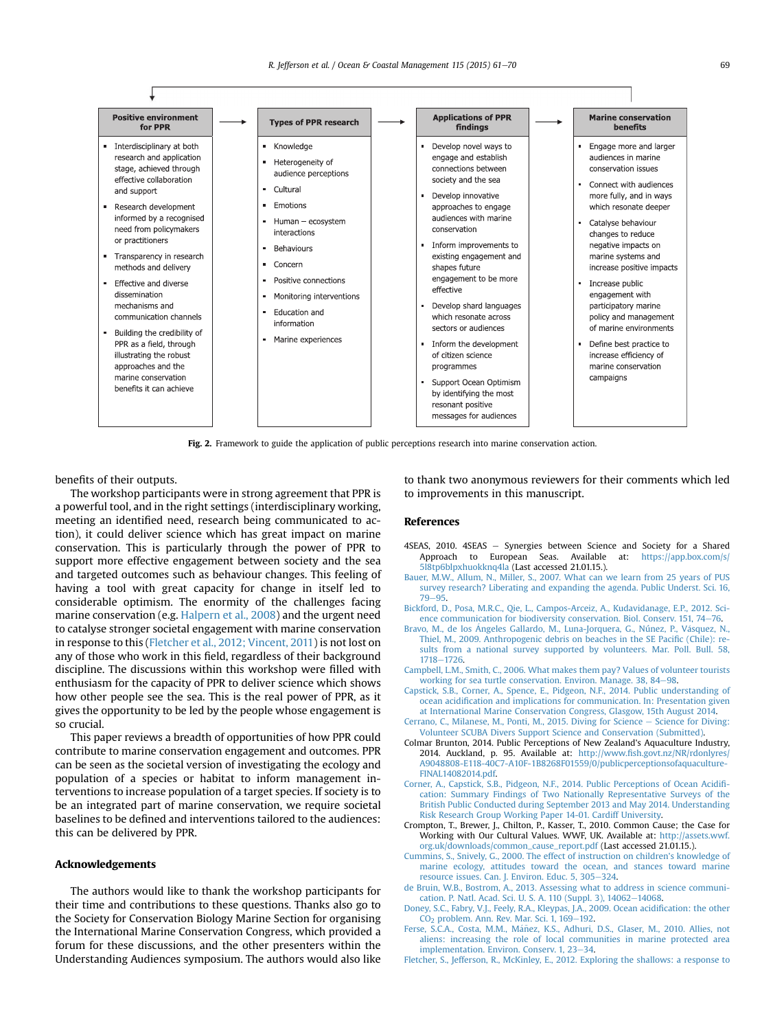**Positive environment for PPR**

- Interdisciplinary at both research and application stage, achieved through effective collaboration and support
- Research development informed by a recognised need from policymakers or practitioners
- Transparency in research methods and delivery
- Effective and diverse dissemination mechanisms and communication channels
- Building the credibility of PPR as a field, through illustrating the robust approaches and the marine conservation benefits it can achieve

**Types of PPR research**

- Knowledge
- Heterogeneity of audience perceptions
- Cultural
- Emotions
- Human – ecosystem interactions
- Behaviours
- Concern
- Positive connections
- Monitoring interventions
- Education and information
- Marine experiences

**Applications of PPR findings**

- Develop novel ways to engage and establish connections between society and the sea
- Develop innovative approaches to engage audiences with marine conservation
- Inform improvements to existing engagement and shapes future engagement to be more effective
- Develop shard languages which resonate across sectors or audiences
- Inform the development of citizen science programmes
- Support Ocean Optimism by identifying the most resonant positive messages for audiences

**Marine conservation benefits**

- Engage more and larger audiences in marine conservation issues
- Connect with audiences more fully, and in ways which resonate deeper
- Catalyse behaviour changes to reduce negative impacts on marine systems and increase positive impacts
- Increase public engagement with participatory marine policy and management of marine environments
- Define best practice to increase efficiency of marine conservation campaigns

**Fig. 2.** Framework to guide the application of public perceptions research into marine conservation action.

benefits of their outputs.

The workshop participants were in strong agreement that PPR is a powerful tool, and in the right settings (interdisciplinary working, meeting an identified need, research being communicated to action), it could deliver science which has great impact on marine conservation. This is particularly through the power of PPR to support more effective engagement between society and the sea and targeted outcomes such as behaviour changes. This feeling of having a tool with great capacity for change in itself led to considerable optimism. The enormity of the challenges facing marine conservation (e.g. Halpern et al., 2008) and the urgent need to catalyse stronger societal engagement with marine conservation in response to this (Fletcher et al., 2012; Vincent, 2011) is not lost on any of those who work in this field, regardless of their background discipline. The discussions within this workshop were filled with enthusiasm for the capacity of PPR to deliver science which shows how other people see the sea. This is the real power of PPR, as it gives the opportunity to be led by the people whose engagement is so crucial.

This paper reviews a breadth of opportunities of how PPR could contribute to marine conservation engagement and outcomes. PPR can be seen as the societal version of investigating the ecology and population of a species or habitat to inform management interventions to increase population of a target species. If society is to be an integrated part of marine conservation, we require societal baselines to be defined and interventions tailored to the audiences: this can be delivered by PPR.

## Acknowledgements

The authors would like to thank the workshop participants for their time and contributions to these questions. Thanks also go to the Society for Conservation Biology Marine Section for organising the International Marine Conservation Congress, which provided a forum for these discussions, and the other presenters within the Understanding Audiences symposium. The authors would also like to thank two anonymous reviewers for their comments which led to improvements in this manuscript.

## References

4SEAS, 2010. 4SEAS – Synergies between Science and Society for a Shared Approach to European Seas. Available at: https://app.box.com/s/5l8tp6blpxhuokknq4la (Last accessed 21.01.15.).

Bauer, M.W., Allum, N., Miller, S., 2007. What can we learn from 25 years of PUS survey research? Liberating and expanding the agenda. Public Underst. Sci. 16, 79–95.

Bickford, D., Posa, M.R.C., Qie, L., Campos-Arceiz, A., Kudavidanage, E.P., 2012. Science communication for biodiversity conservation. Biol. Conserv. 151, 74–76.

Bravo, M., de los Ángeles Gallardo, M., Luna-Jorquera, G., Núñez, P., Vásquez, N., Thiel, M., 2009. Anthropogenic debris on beaches in the SE Pacific (Chile): results from a national survey supported by volunteers. Mar. Poll. Bull. 58, 1718–1726.

Campbell, L.M., Smith, C., 2006. What makes them pay? Values of volunteer tourists working for sea turtle conservation. Environ. Manage. 38, 84–98.

Capstick, S.B., Corner, A., Spence, E., Pidgeon, N.F., 2014. Public understanding of ocean acidification and implications for communication. In: Presentation given at International Marine Conservation Congress, Glasgow, 15th August 2014.

Cerrano, C., Milanese, M., Ponti, M., 2015. Diving for Science – Science for Diving: Volunteer SCUBA Divers Support Science and Conservation (Submitted).

Colmar Brunton, 2014. Public Perceptions of New Zealand's Aquaculture Industry, 2014. Auckland, p. 95. Available at: http://www.fish.govt.nz/NR/rdonlyres/A9048808-E118-40C7-A10F-1B8268F01559/0/publicperceptionsofaquaculture-FINAL14082014.pdf.

Corner, A., Capstick, S.B., Pidgeon, N.F., 2014. Public Perceptions of Ocean Acidification: Summary Findings of Two Nationally Representative Surveys of the British Public Conducted during September 2013 and May 2014. Understanding Risk Research Group Working Paper 14-01. Cardiff University.

Crompton, T., Brewer, J., Chilton, P., Kasser, T., 2010. Common Cause; the Case for Working with Our Cultural Values. WWF, UK. Available at: http://assets.wwf.org.uk/downloads/common_cause_report.pdf (Last accessed 21.01.15.).

Cummins, S., Snively, G., 2000. The effect of instruction on children's knowledge of marine ecology, attitudes toward the ocean, and stances toward marine resource issues. Can. J. Environ. Educ. 5, 305–324.

de Bruin, W.B., Bostrom, A., 2013. Assessing what to address in science communication. P. Natl. Acad. Sci. U. S. A. 110 (Suppl. 3), 14062–14068.

Doney, S.C., Fabry, V.J., Feely, R.A., Kleypas, J.A., 2009. Ocean acidification: the other $CO_2$ problem. Ann. Rev. Mar. Sci. 1, 169–192.

Ferse, S.C.A., Costa, M.M., Máñez, K.S., Adhuri, D.S., Glaser, M., 2010. Allies, not aliens: increasing the role of local communities in marine protected area implementation. Environ. Conserv. 1, 23–34.

Fletcher, S., Jefferson, R., McKinley, E., 2012. Exploring the shallows: a response to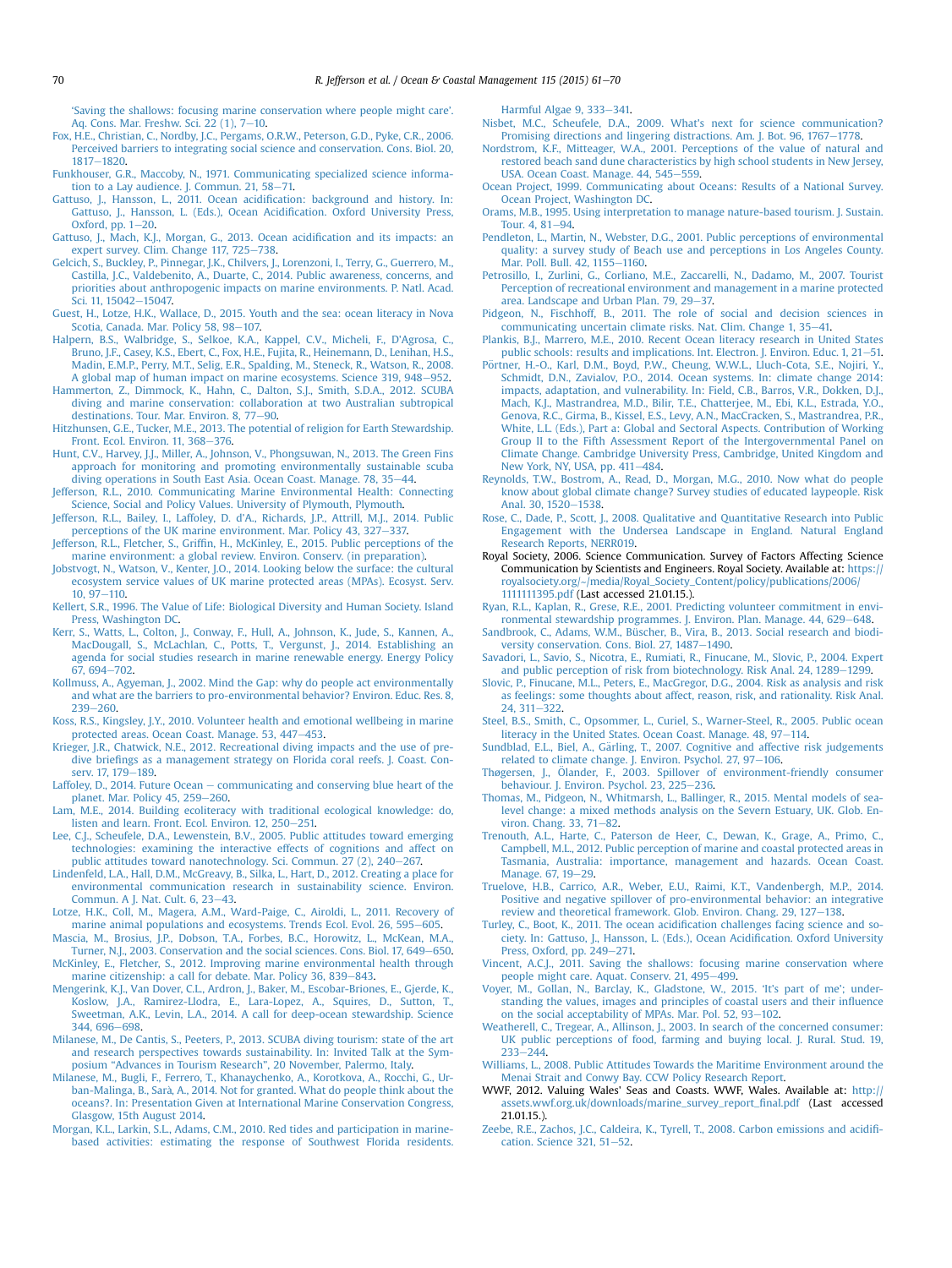'Saving the shallows: focusing marine conservation where people might care'. Aq. Cons. Mar. Freshw. Sci. 22 (1), 7–10.

Fox, H.E., Christian, C., Nordby, J.C., Pergams, O.R.W., Peterson, G.D., Pyke, C.R., 2006. Perceived barriers to integrating social science and conservation. Cons. Biol. 20, 1817–1820.

Funkhouser, G.R., Maccoby, N., 1971. Communicating specialized science information to a Lay audience. J. Commun. 21, 58–71.

Gattuso, J., Hansson, L., 2011. Ocean acidification: background and history. In: Gattuso, J., Hansson, L. (Eds.), Ocean Acidification. Oxford University Press, Oxford, pp. 1–20.

Gattuso, J., Mach, K.J., Morgan, G., 2013. Ocean acidification and its impacts: an expert survey. Clim. Change 117, 725–738.

Gelcich, S., Buckley, P., Pinnegar, J.K., Chilvers, J., Lorenzoni, I., Terry, G., Guerrero, M., Castilla, J.C., Valdebenito, A., Duarte, C., 2014. Public awareness, concerns, and priorities about anthropogenic impacts on marine environments. P. Natl. Acad. Sci. 11, 15042–15047.

Guest, H., Lotze, H.K., Wallace, D., 2015. Youth and the sea: ocean literacy in Nova Scotia, Canada. Mar. Policy 58, 98–107.

Halpern, B.S., Walbridge, S., Selkoe, K.A., Kappel, C.V., Micheli, F., D'Agrosa, C., Bruno, J.F., Casey, K.S., Ebert, C., Fox, H.E., Fujita, R., Heinemann, D., Lenihan, H.S., Madin, E.M.P., Perry, M.T., Selig, E.R., Spalding, M., Steneck, R., Watson, R., 2008. A global map of human impact on marine ecosystems. Science 319, 948–952.

Hammerton, Z., Dimmock, K., Hahn, C., Dalton, S.J., Smith, S.D.A., 2012. SCUBA diving and marine conservation: collaboration at two Australian subtropical destinations. Tour. Mar. Environ. 8, 77–90.

Hitzhunsen, G.E., Tucker, M.E., 2013. The potential of religion for Earth Stewardship. Front. Ecol. Environ. 11, 368–376.

Hunt, C.V., Harvey, J.J., Miller, A., Johnson, V., Phongsuwan, N., 2013. The Green Fins approach for monitoring and promoting environmentally sustainable scuba diving operations in South East Asia. Ocean Coast. Manage. 78, 35–44.

Jefferson, R.L., 2010. Communicating Marine Environmental Health: Connecting Science, Social and Policy Values. University of Plymouth, Plymouth.

Jefferson, R.L., Bailey, I., Laffoley, D. d'A., Richards, J.P., Attrill, M.J., 2014. Public perceptions of the UK marine environment. Mar. Policy 43, 327–337.

Jefferson, R.L., Fletcher, S., Griffin, H., McKinley, E., 2015. Public perceptions of the marine environment: a global review. Environ. Conserv. (in preparation).

Jobstvogt, N., Watson, V., Kenter, J.O., 2014. Looking below the surface: the cultural ecosystem service values of UK marine protected areas (MPAs). Ecosyst. Serv. 10, 97–110.

Kellert, S.R., 1996. The Value of Life: Biological Diversity and Human Society. Island Press, Washington DC.

Kerr, S., Watts, L., Colton, J., Conway, F., Hull, A., Johnson, K., Jude, S., Kannen, A., MacDougall, S., McLachlan, C., Potts, T., Vergunst, J., 2014. Establishing an agenda for social studies research in marine renewable energy. Energy Policy 67, 694–702.

Kollmuss, A., Agyeman, J., 2002. Mind the Gap: why do people act environmentally and what are the barriers to pro-environmental behavior? Environ. Educ. Res. 8, 239–260.

Koss, R.S., Kingsley, J.Y., 2010. Volunteer health and emotional wellbeing in marine protected areas. Ocean Coast. Manage. 53, 447–453.

Krieger, J.R., Chatwick, N.E., 2012. Recreational diving impacts and the use of predive briefings as a management strategy on Florida coral reefs. J. Coast. Conserv. 17, 179–189.

Laffoley, D., 2014. Future Ocean – communicating and conserving blue heart of the planet. Mar. Policy 45, 259–260.

Lam, M.E., 2014. Building ecoliteracy with traditional ecological knowledge: do, listen and learn. Front. Ecol. Environ. 12, 250–251.

Lee, C.J., Scheufele, D.A., Lewenstein, B.V., 2005. Public attitudes toward emerging technologies: examining the interactive effects of cognitions and affect on public attitudes toward nanotechnology. Sci. Commun. 27 (2), 240–267.

Lindenfeld, L.A., Hall, D.M., McGreavy, B., Silka, L., Hart, D., 2012. Creating a place for environmental communication research in sustainability science. Environ. Commun. A J. Nat. Cult. 6, 23–43.

Lotze, H.K., Coll, M., Magera, A.M., Ward-Paige, C., Airoldi, L., 2011. Recovery of marine animal populations and ecosystems. Trends Ecol. Evol. 26, 595–605.

Mascia, M., Brosius, J.P., Dobson, T.A., Forbes, B.C., Horowitz, L., McKean, M.A., Turner, N.J., 2003. Conservation and the social sciences. Cons. Biol. 17, 649–650.

McKinley, E., Fletcher, S., 2012. Improving marine environmental health through marine citizenship: a call for debate. Mar. Policy 36, 839–843.

Mengerink, K.J., Van Dover, C.L., Ardron, J., Baker, M., Escobar-Briones, E., Gjerde, K., Koslow, J.A., Ramirez-Llodra, E., Lara-Lopez, A., Squires, D., Sutton, T., Sweetman, A.K., Levin, L.A., 2014. A call for deep-ocean stewardship. Science 344, 696–698.

Milanese, M., De Cantis, S., Peeters, P., 2013. SCUBA diving tourism: state of the art and research perspectives towards sustainability. In: Invited Talk at the Symposium "Advances in Tourism Research", 20 November, Palermo, Italy.

Milanese, M., Bugli, F., Ferrero, T., Khanaychenko, A., Korotkova, A., Rocchi, G., Urban-Malinga, B., Sarà, A., 2014. Not for granted. What do people think about the oceans?. In: Presentation Given at International Marine Conservation Congress, Glasgow, 15th August 2014.

Morgan, K.L., Larkin, S.L., Adams, C.M., 2010. Red tides and participation in marine-based activities: estimating the response of Southwest Florida residents. Harmful Algae 9, 333–341.

Nisbet, M.C., Scheufele, D.A., 2009. What's next for science communication? Promising directions and lingering distractions. Am. J. Bot. 96, 1767–1778.

Nordstrom, K.F., Mitteager, W.A., 2001. Perceptions of the value of natural and restored beach sand dune characteristics by high school students in New Jersey, USA. Ocean Coast. Manage. 44, 545–559.

Ocean Project, 1999. Communicating about Oceans: Results of a National Survey. Ocean Project, Washington DC.

Orams, M.B., 1995. Using interpretation to manage nature-based tourism. J. Sustain. Tour. 4, 81–94.

Pendleton, L., Martin, N., Webster, D.G., 2001. Public perceptions of environmental quality: a survey study of Beach use and perceptions in Los Angeles County. Mar. Poll. Bull. 42, 1155–1160.

Petrosillo, I., Zurlini, G., Corliano, M.E., Zaccarelli, N., Dadamo, M., 2007. Tourist Perception of recreational environment and management in a marine protected area. Landscape and Urban Plan. 79, 29–37.

Pidgeon, N., Fischhoff, B., 2011. The role of social and decision sciences in communicating uncertain climate risks. Nat. Clim. Change 1, 35–41.

Plankis, B.J., Marrero, M.E., 2010. Recent Ocean literacy research in United States public schools: results and implications. Int. Electron. J. Environ. Educ. 1, 21–51.

Pörtner, H.-O., Karl, D.M., Boyd, P.W., Cheung, W.W.L., Lluch-Cota, S.E., Nojiri, Y., Schmidt, D.N., Zavialov, P.O., 2014. Ocean systems. In: climate change 2014: impacts, adaptation, and vulnerability. In: Field, C.B., Barros, V.R., Dokken, D.J., Mach, K.J., Mastrandrea, M.D., Bilir, T.E., Chatterjee, M., Ebi, K.L., Estrada, Y.O., Genova, R.C., Girma, B., Kissel, E.S., Levy, A.N., MacCracken, S., Mastrandrea, P.R., White, L.L. (Eds.), Part a: Global and Sectoral Aspects. Contribution of Working Group II to the Fifth Assessment Report of the Intergovernmental Panel on Climate Change. Cambridge University Press, Cambridge, United Kingdom and New York, NY, USA, pp. 411–484.

Reynolds, T.W., Bostrom, A., Read, D., Morgan, M.G., 2010. Now what do people know about global climate change? Survey studies of educated laypeople. Risk Anal. 30, 1520–1538.

Rose, C., Dade, P., Scott, J., 2008. Qualitative and Quantitative Research into Public Engagement with the Undersea Landscape in England. Natural England Research Reports, NERR019.

Royal Society, 2006. Science Communication. Survey of Factors Affecting Science Communication by Scientists and Engineers. Royal Society. Available at: https://royalsociety.org/~/media/Royal_Society_Content/policy/publications/2006/1111111395.pdf (Last accessed 21.01.15.).

Ryan, R.L., Kaplan, R., Grese, R.E., 2001. Predicting volunteer commitment in environmental stewardship programmes. J. Environ. Plan. Manage. 44, 629–648.

Sandbrook, C., Adams, W.M., Büscher, B., Vira, B., 2013. Social research and biodiversity conservation. Cons. Biol. 27, 1487–1490.

Savadori, L., Savio, S., Nicotra, E., Rumiati, R., Finucane, M., Slovic, P., 2004. Expert and public perception of risk from biotechnology. Risk Anal. 24, 1289–1299.

Slovic, P., Finucane, M.L., Peters, E., MacGregor, D.G., 2004. Risk as analysis and risk as feelings: some thoughts about affect, reason, risk, and rationality. Risk Anal. 24, 311–322.

Steel, B.S., Smith, C., Opsommer, L., Curiel, S., Warner-Steel, R., 2005. Public ocean literacy in the United States. Ocean Coast. Manage. 48, 97–114.

Sundblad, E.L., Biel, A., Gärling, T., 2007. Cognitive and affective risk judgements related to climate change. J. Environ. Psychol. 27, 97–106.

Thøgersen, J., Ölander, F., 2003. Spillover of environment-friendly consumer behaviour. J. Environ. Psychol. 23, 225–236.

Thomas, M., Pidgeon, N., Whitmarsh, L., Ballinger, R., 2015. Mental models of sea-level change: a mixed methods analysis on the Severn Estuary, UK. Glob. Environ. Chang. 33, 71–82.

Trenouth, A.L., Harte, C., Paterson de Heer, C., Dewan, K., Grage, A., Primo, C., Campbell, M.L., 2012. Public perception of marine and coastal protected areas in Tasmania, Australia: importance, management and hazards. Ocean Coast. Manage. 67, 19–29.

Truelove, H.B., Carrico, A.R., Weber, E.U., Raimi, K.T., Vandenbergh, M.P., 2014. Positive and negative spillover of pro-environmental behavior: an integrative review and theoretical framework. Glob. Environ. Chang. 29, 127–138.

Turley, C., Boot, K., 2011. The ocean acidification challenges facing science and society. In: Gattuso, J., Hansson, L. (Eds.), Ocean Acidification. Oxford University Press, Oxford, pp. 249–271.

Vincent, A.C.J., 2011. Saving the shallows: focusing marine conservation where people might care. Aquat. Conserv. 21, 495–499.

Voyer, M., Gollan, N., Barclay, K., Gladstone, W., 2015. 'It's part of me'; understanding the values, images and principles of coastal users and their influence on the social acceptability of MPAs. Mar. Pol. 52, 93–102.

Weatherell, C., Tregear, A., Allinson, J., 2003. In search of the concerned consumer: UK public perceptions of food, farming and buying local. J. Rural. Stud. 19, 233–244.

Williams, L., 2008. Public Attitudes Towards the Maritime Environment around the Menai Strait and Conwy Bay. CCW Policy Research Report.

WWF, 2012. Valuing Wales' Seas and Coasts. WWF, Wales. Available at: http://assets.wwf.org.uk/downloads/marine_survey_report_final.pdf (Last accessed 21.01.15.).

Zeebe, R.E., Zachos, J.C., Caldeira, K., Tyrell, T., 2008. Carbon emissions and acidification. Science 321, 51–52.